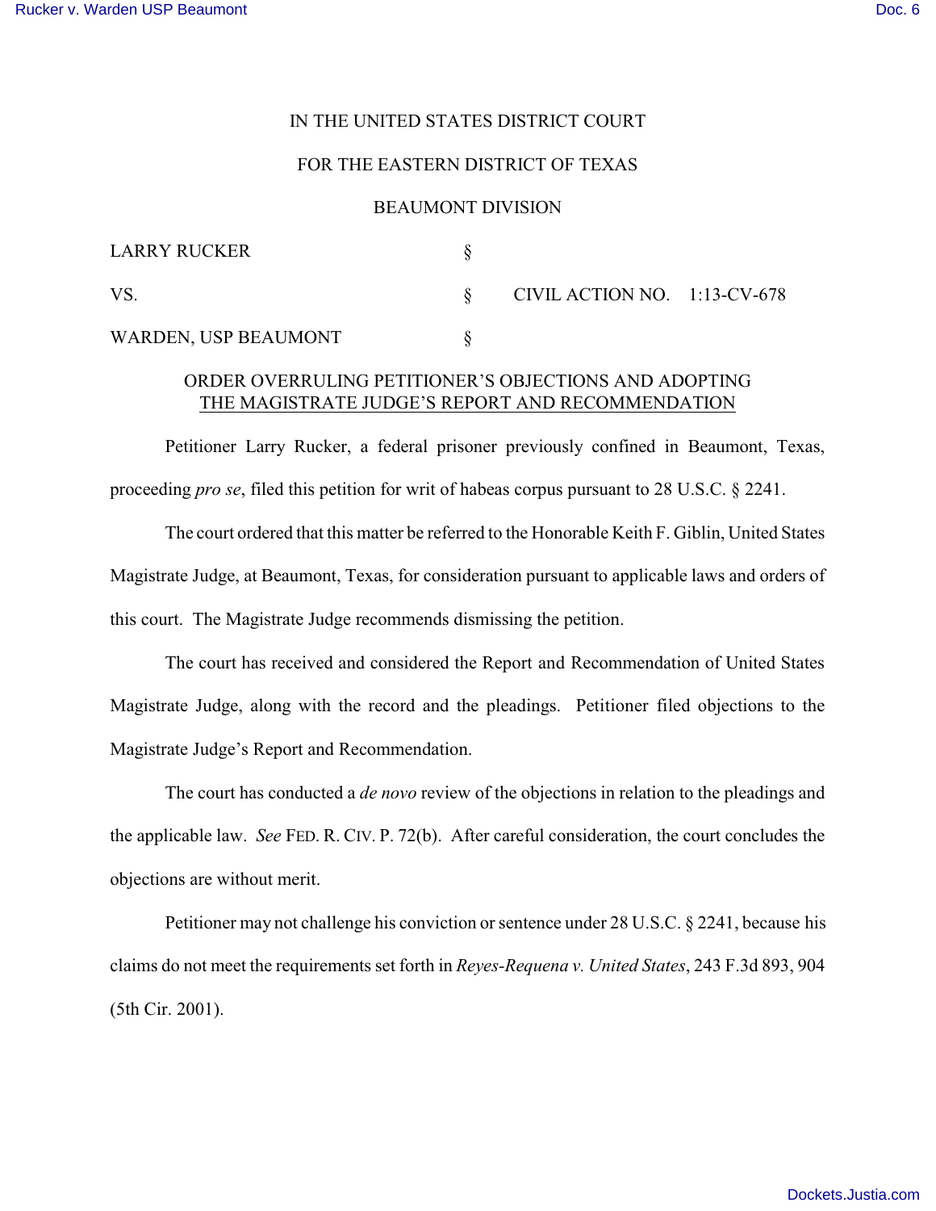IN THE UNITED STATES DISTRICT COURT

FOR THE EASTERN DISTRICT OF TEXAS

BEAUMONT DIVISION

| | | |
|---|---|---|
| LARRY RUCKER | § | |
| VS. | § | CIVIL ACTION NO. 1:13-CV-678 |
| WARDEN, USP BEAUMONT | § | |

ORDER OVERRULING PETITIONER'S OBJECTIONS AND ADOPTING THE MAGISTRATE JUDGE'S REPORT AND RECOMMENDATION

Petitioner Larry Rucker, a federal prisoner previously confined in Beaumont, Texas, proceeding *pro se*, filed this petition for writ of habeas corpus pursuant to 28 U.S.C. § 2241.

The court ordered that this matter be referred to the Honorable Keith F. Giblin, United States Magistrate Judge, at Beaumont, Texas, for consideration pursuant to applicable laws and orders of this court. The Magistrate Judge recommends dismissing the petition.

The court has received and considered the Report and Recommendation of United States Magistrate Judge, along with the record and the pleadings. Petitioner filed objections to the Magistrate Judge's Report and Recommendation.

The court has conducted a *de novo* review of the objections in relation to the pleadings and the applicable law. *See* FED. R. CIV. P. 72(b). After careful consideration, the court concludes the objections are without merit.

Petitioner may not challenge his conviction or sentence under 28 U.S.C. § 2241, because his claims do not meet the requirements set forth in *Reyes-Requena v. United States*, 243 F.3d 893, 904 (5th Cir. 2001).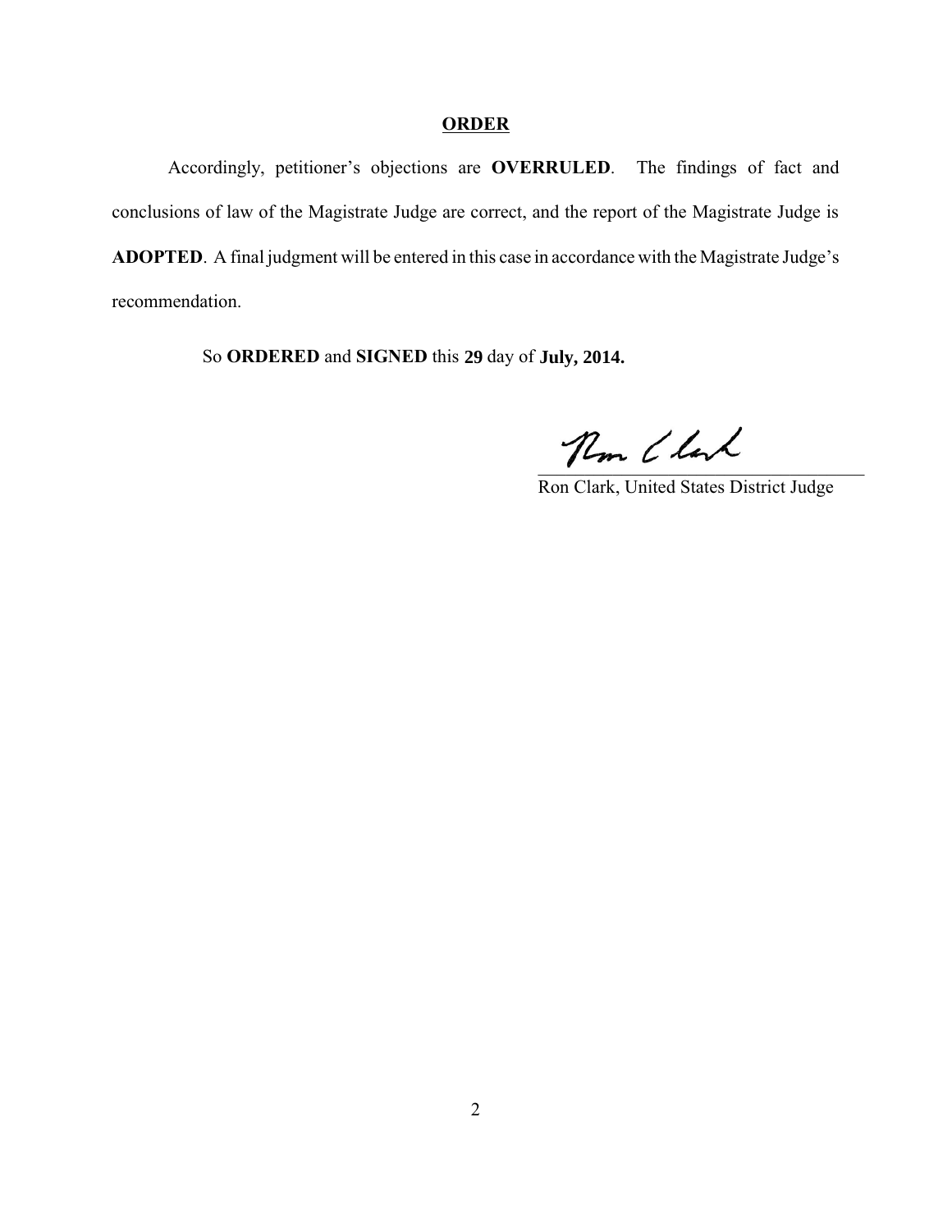## ORDER

Accordingly, petitioner's objections are **OVERRULED**. The findings of fact and conclusions of law of the Magistrate Judge are correct, and the report of the Magistrate Judge is **ADOPTED**. A final judgment will be entered in this case in accordance with the Magistrate Judge's recommendation.

So **ORDERED** and **SIGNED** this **29** day of **July, 2014.**

Ron Clark, United States District Judge